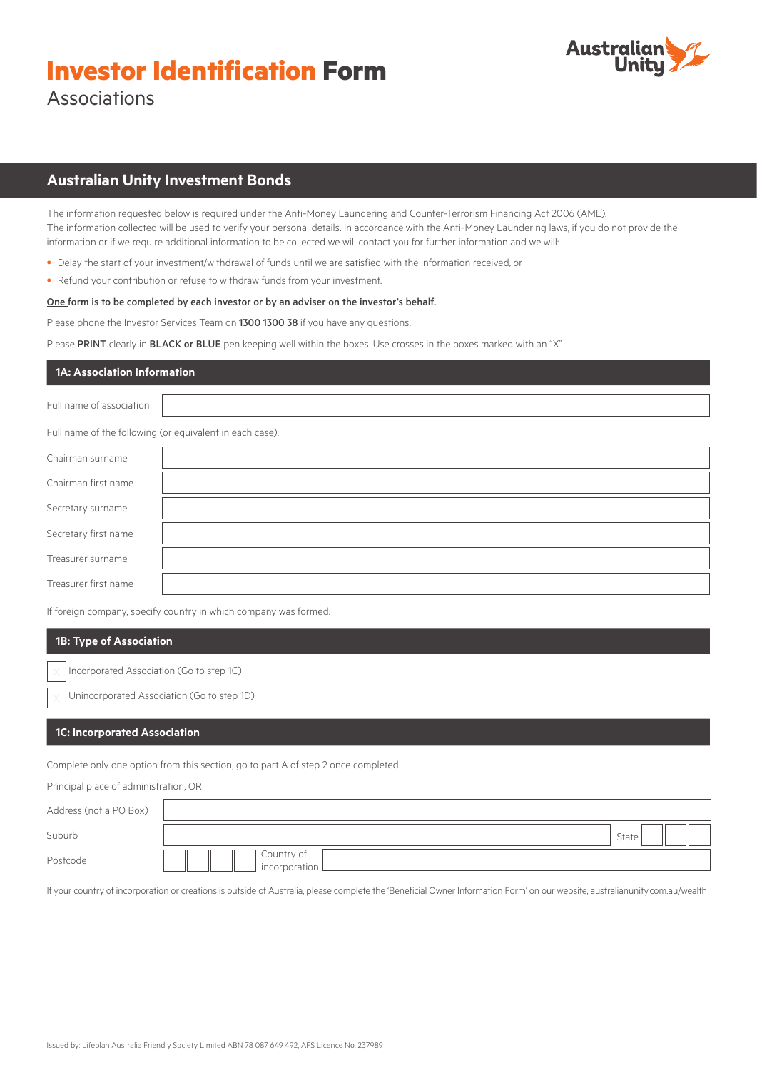# **Investor Identification** Form

Associations

## Australian Unity Investment Bonds

The information requested below is required under the Anti-Money Laundering and Counter-Terrorism Financing Act 2006 (AML). The information collected will be used to verify your personal details. In accordance with the Anti-Money Laundering laws, if you do not provide the information or if we require additional information to be collected we will contact you for further information and we will:

- Delay the start of your investment/withdrawal of funds until we are satisfied with the information received, or
- Refund your contribution or refuse to withdraw funds from your investment.

**One form is to be completed by each investor or by an adviser on the investor's behalf.**

Please phone the Investor Services Team on **1300 1300 38** if you have any questions.

Please **PRINT** clearly in **BLACK or BLUE** pen keeping well within the boxes. Use crosses in the boxes marked with an "X".

### 1A: Association Information

Full name of association

Full name of the following (or equivalent in each case):

Chairman surname

Chairman first name

Secretary surname

Secretary first name

Treasurer surname

Treasurer first name

If foreign company, specify country in which company was formed.

### 1B: Type of Association

☐ Incorporated Association (Go to step 1C)

☐ Unincorporated Association (Go to step 1D)

### 1C: Incorporated Association

Complete only one option from this section, go to part A of step 2 once completed.

Principal place of administration, OR

Address (not a PO Box)

Suburb | State

Postcode | Country of incorporation

If your country of incorporation or creations is outside of Australia, please complete the 'Beneficial Owner Information Form' on our website, australianunity.com.au/wealth

Issued by: Lifeplan Australia Friendly Society Limited ABN 78 087 649 492, AFS Licence No. 237989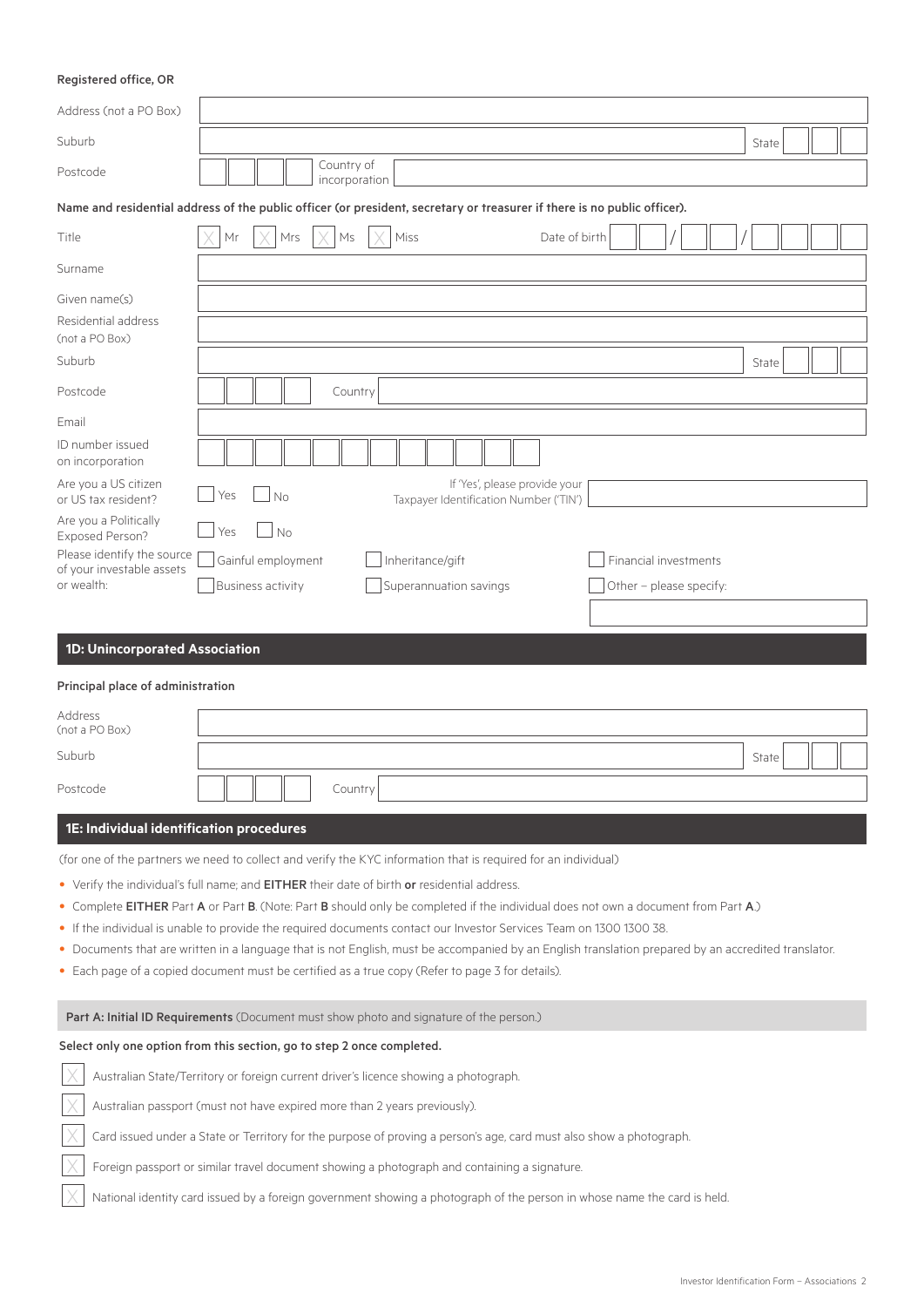**Registered office, OR**

| | |
|---|---|
| Address (not a PO Box) | |
| Suburb | State |
| Postcode | Country of incorporation |

**Name and residential address of the public officer (or president, secretary or treasurer if there is no public officer).**

| | |
|---|---|
| Title | ☐ Mr ☐ Mrs ☐ Ms ☐ Miss Date of birth / / |
| Surname | |
| Given name(s) | |
| Residential address (not a PO Box) | |
| Suburb | State |
| Postcode | Country |
| Email | |
| ID number issued on incorporation | |
| Are you a US citizen or US tax resident? | ☐ Yes ☐ No If 'Yes', please provide your Taxpayer Identification Number ('TIN') |
| Are you a Politically Exposed Person? | ☐ Yes ☐ No |
| Please identify the source of your investable assets or wealth: | ☐ Gainful employment ☐ Inheritance/gift ☐ Financial investments ☐ Business activity ☐ Superannuation savings ☐ Other – please specify: |

## 1D: Unincorporated Association

**Principal place of administration**

| | |
|---|---|
| Address (not a PO Box) | |
| Suburb | State |
| Postcode | Country |

## 1E: Individual identification procedures

(for one of the partners we need to collect and verify the KYC information that is required for an individual)

- Verify the individual's full name; and **EITHER** their date of birth **or** residential address.
- Complete **EITHER** Part **A** or Part **B**. (Note: Part **B** should only be completed if the individual does not own a document from Part **A**.)
- If the individual is unable to provide the required documents contact our Investor Services Team on 1300 1300 38.
- Documents that are written in a language that is not English, must be accompanied by an English translation prepared by an accredited translator.
- Each page of a copied document must be certified as a true copy (Refer to page 3 for details).

**Part A: Initial ID Requirements** (Document must show photo and signature of the person.)

**Select only one option from this section, go to step 2 once completed.**

- ☐ Australian State/Territory or foreign current driver's licence showing a photograph.
- ☐ Australian passport (must not have expired more than 2 years previously).
- ☐ Card issued under a State or Territory for the purpose of proving a person's age, card must also show a photograph.
- ☐ Foreign passport or similar travel document showing a photograph and containing a signature.
- ☐ National identity card issued by a foreign government showing a photograph of the person in whose name the card is held.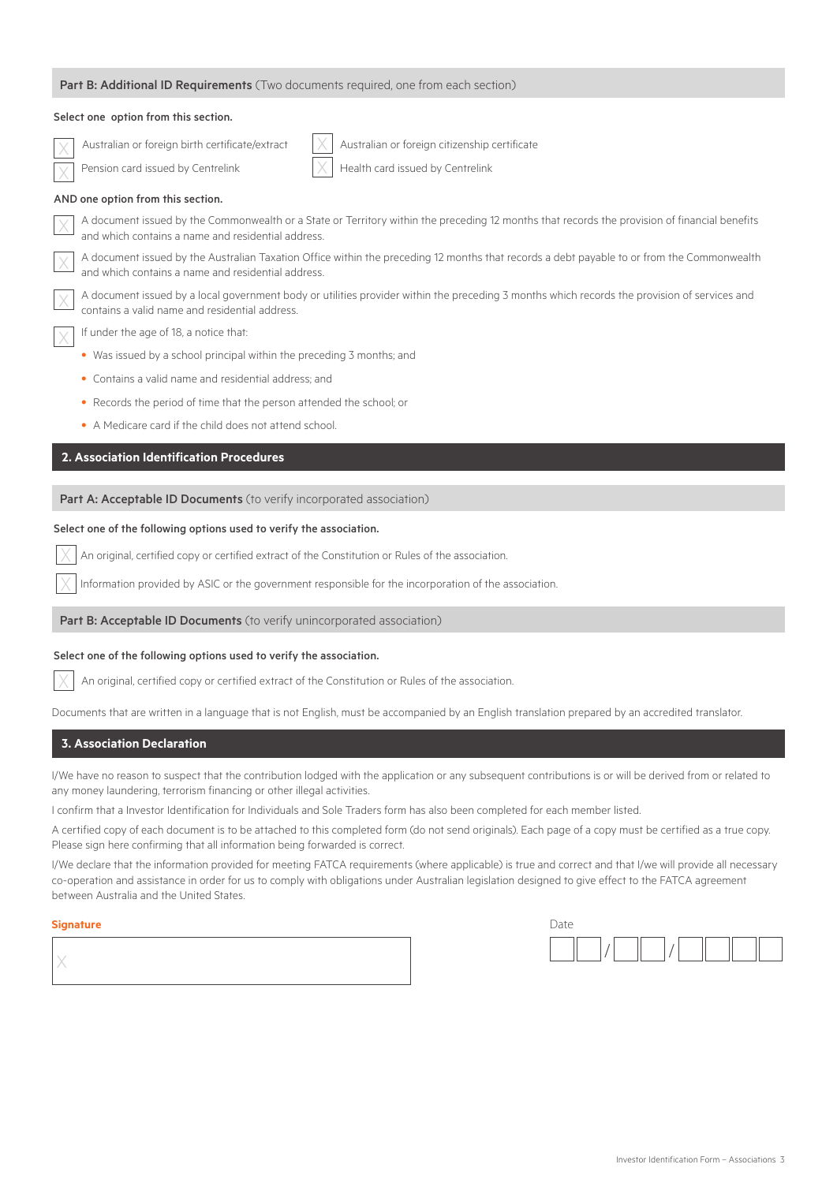### Part B: Additional ID Requirements (Two documents required, one from each section)

**Select one option from this section.**

- ☐ Australian or foreign birth certificate/extract
- ☐ Australian or foreign citizenship certificate
- ☐ Pension card issued by Centrelink
- ☐ Health card issued by Centrelink

**AND one option from this section.**

- ☐ A document issued by the Commonwealth or a State or Territory within the preceding 12 months that records the provision of financial benefits and which contains a name and residential address.
- ☐ A document issued by the Australian Taxation Office within the preceding 12 months that records a debt payable to or from the Commonwealth and which contains a name and residential address.
- ☐ A document issued by a local government body or utilities provider within the preceding 3 months which records the provision of services and contains a valid name and residential address.
- ☐ If under the age of 18, a notice that:
  - Was issued by a school principal within the preceding 3 months; and
  - Contains a valid name and residential address; and
  - Records the period of time that the person attended the school; or
  - A Medicare card if the child does not attend school.

## 2. Association Identification Procedures

### Part A: Acceptable ID Documents (to verify incorporated association)

**Select one of the following options used to verify the association.**

- ☐ An original, certified copy or certified extract of the Constitution or Rules of the association.
- ☐ Information provided by ASIC or the government responsible for the incorporation of the association.

### Part B: Acceptable ID Documents (to verify unincorporated association)

**Select one of the following options used to verify the association.**

- ☐ An original, certified copy or certified extract of the Constitution or Rules of the association.

Documents that are written in a language that is not English, must be accompanied by an English translation prepared by an accredited translator.

## 3. Association Declaration

I/We have no reason to suspect that the contribution lodged with the application or any subsequent contributions is or will be derived from or related to any money laundering, terrorism financing or other illegal activities.

I confirm that a Investor Identification for Individuals and Sole Traders form has also been completed for each member listed.

A certified copy of each document is to be attached to this completed form (do not send originals). Each page of a copy must be certified as a true copy. Please sign here confirming that all information being forwarded is correct.

I/We declare that the information provided for meeting FATCA requirements (where applicable) is true and correct and that I/we will provide all necessary co-operation and assistance in order for us to comply with obligations under Australian legislation designed to give effect to the FATCA agreement between Australia and the United States.

**Signature**

X ______________________________

Date

__ __ / __ __ / __ __ __ __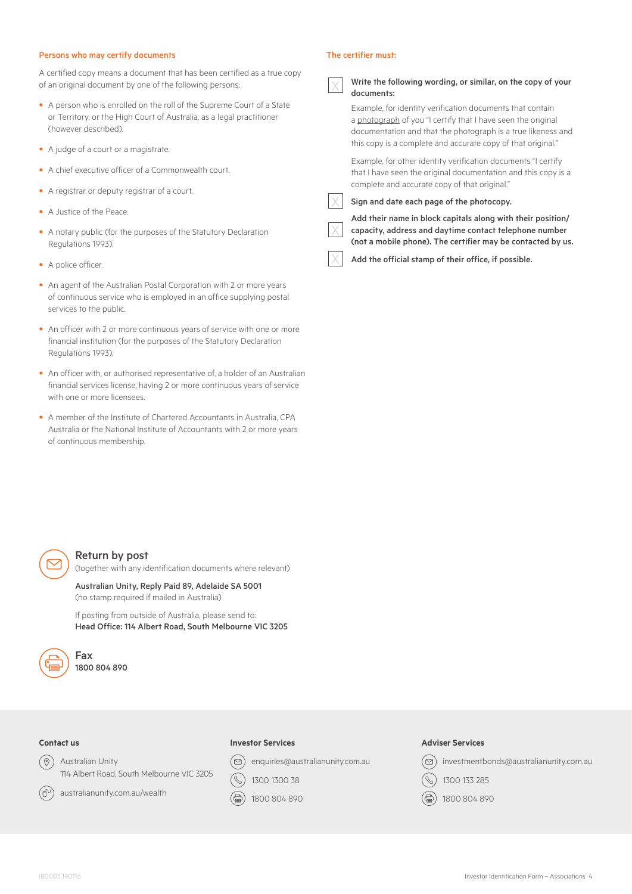### Persons who may certify documents

A certified copy means a document that has been certified as a true copy of an original document by one of the following persons:

- A person who is enrolled on the roll of the Supreme Court of a State or Territory, or the High Court of Australia, as a legal practitioner (however described).
- A judge of a court or a magistrate.
- A chief executive officer of a Commonwealth court.
- A registrar or deputy registrar of a court.
- A Justice of the Peace.
- A notary public (for the purposes of the Statutory Declaration Regulations 1993).
- A police officer.
- An agent of the Australian Postal Corporation with 2 or more years of continuous service who is employed in an office supplying postal services to the public.
- An officer with 2 or more continuous years of service with one or more financial institution (for the purposes of the Statutory Declaration Regulations 1993).
- An officer with, or authorised representative of, a holder of an Australian financial services license, having 2 or more continuous years of service with one or more licensees.
- A member of the Institute of Chartered Accountants in Australia, CPA Australia or the National Institute of Accountants with 2 or more years of continuous membership.

### The certifier must:

- ☒ **Write the following wording, or similar, on the copy of your documents:**

  Example, for identity verification documents that contain a photograph of you "I certify that I have seen the original documentation and that the photograph is a true likeness and this copy is a complete and accurate copy of that original."

  Example, for other identity verification documents "I certify that I have seen the original documentation and this copy is a complete and accurate copy of that original."
- ☒ **Sign and date each page of the photocopy.**
- ☒ **Add their name in block capitals along with their position/ capacity, address and daytime contact telephone number (not a mobile phone). The certifier may be contacted by us.**
- ☒ **Add the official stamp of their office, if possible.**

## Return by post

(together with any identification documents where relevant)

**Australian Unity, Reply Paid 89, Adelaide SA 5001**
(no stamp required if mailed in Australia)

If posting from outside of Australia, please send to:
**Head Office: 114 Albert Road, South Melbourne VIC 3205**

## Fax

**1800 804 890**

**Contact us**

Australian Unity
114 Albert Road, South Melbourne VIC 3205

australianunity.com.au/wealth

**Investor Services**

enquiries@australianunity.com.au

1300 1300 38

1800 804 890

**Adviser Services**

investmentbonds@australianunity.com.au

1300 133 285

1800 804 890

IB0003 190116